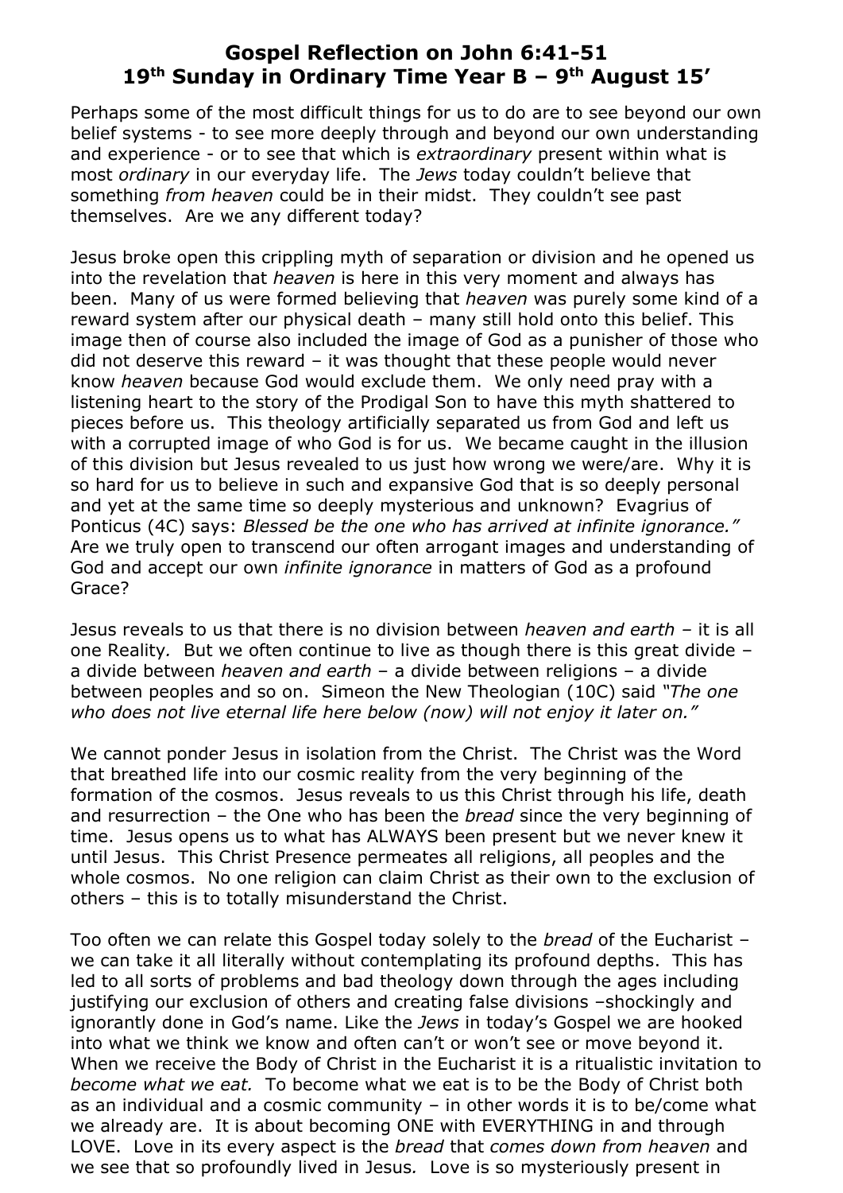# Gospel Reflection on John 6:41-51
# 19th Sunday in Ordinary Time Year B – 9th August 15'

Perhaps some of the most difficult things for us to do are to see beyond our own belief systems - to see more deeply through and beyond our own understanding and experience - or to see that which is *extraordinary* present within what is most *ordinary* in our everyday life. The *Jews* today couldn't believe that something *from heaven* could be in their midst. They couldn't see past themselves. Are we any different today?

Jesus broke open this crippling myth of separation or division and he opened us into the revelation that *heaven* is here in this very moment and always has been. Many of us were formed believing that *heaven* was purely some kind of a reward system after our physical death – many still hold onto this belief. This image then of course also included the image of God as a punisher of those who did not deserve this reward – it was thought that these people would never know *heaven* because God would exclude them. We only need pray with a listening heart to the story of the Prodigal Son to have this myth shattered to pieces before us. This theology artificially separated us from God and left us with a corrupted image of who God is for us. We became caught in the illusion of this division but Jesus revealed to us just how wrong we were/are. Why it is so hard for us to believe in such and expansive God that is so deeply personal and yet at the same time so deeply mysterious and unknown? Evagrius of Ponticus (4C) says: *Blessed be the one who has arrived at infinite ignorance."* Are we truly open to transcend our often arrogant images and understanding of God and accept our own *infinite ignorance* in matters of God as a profound Grace?

Jesus reveals to us that there is no division between *heaven and earth* – it is all one Reality. But we often continue to live as though there is this great divide – a divide between *heaven and earth* – a divide between religions – a divide between peoples and so on. Simeon the New Theologian (10C) said *"The one who does not live eternal life here below (now) will not enjoy it later on."*

We cannot ponder Jesus in isolation from the Christ. The Christ was the Word that breathed life into our cosmic reality from the very beginning of the formation of the cosmos. Jesus reveals to us this Christ through his life, death and resurrection – the One who has been the *bread* since the very beginning of time. Jesus opens us to what has ALWAYS been present but we never knew it until Jesus. This Christ Presence permeates all religions, all peoples and the whole cosmos. No one religion can claim Christ as their own to the exclusion of others – this is to totally misunderstand the Christ.

Too often we can relate this Gospel today solely to the *bread* of the Eucharist – we can take it all literally without contemplating its profound depths. This has led to all sorts of problems and bad theology down through the ages including justifying our exclusion of others and creating false divisions –shockingly and ignorantly done in God's name. Like the *Jews* in today's Gospel we are hooked into what we think we know and often can't or won't see or move beyond it. When we receive the Body of Christ in the Eucharist it is a ritualistic invitation to *become what we eat.* To become what we eat is to be the Body of Christ both as an individual and a cosmic community – in other words it is to be/come what we already are. It is about becoming ONE with EVERYTHING in and through LOVE. Love in its every aspect is the *bread* that *comes down from heaven* and we see that so profoundly lived in Jesus. Love is so mysteriously present in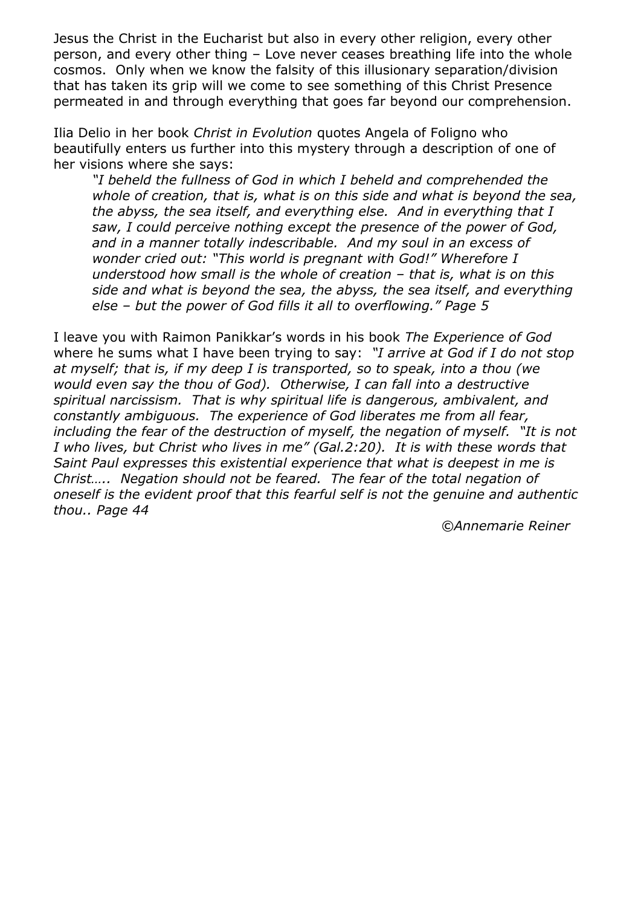Jesus the Christ in the Eucharist but also in every other religion, every other person, and every other thing – Love never ceases breathing life into the whole cosmos. Only when we know the falsity of this illusionary separation/division that has taken its grip will we come to see something of this Christ Presence permeated in and through everything that goes far beyond our comprehension.

Ilia Delio in her book *Christ in Evolution* quotes Angela of Foligno who beautifully enters us further into this mystery through a description of one of her visions where she says:

> *"I beheld the fullness of God in which I beheld and comprehended the whole of creation, that is, what is on this side and what is beyond the sea, the abyss, the sea itself, and everything else. And in everything that I saw, I could perceive nothing except the presence of the power of God, and in a manner totally indescribable. And my soul in an excess of wonder cried out: "This world is pregnant with God!" Wherefore I understood how small is the whole of creation – that is, what is on this side and what is beyond the sea, the abyss, the sea itself, and everything else – but the power of God fills it all to overflowing." Page 5*

I leave you with Raimon Panikkar's words in his book *The Experience of God* where he sums what I have been trying to say: *"I arrive at God if I do not stop at myself; that is, if my deep I is transported, so to speak, into a thou (we would even say the thou of God). Otherwise, I can fall into a destructive spiritual narcissism. That is why spiritual life is dangerous, ambivalent, and constantly ambiguous. The experience of God liberates me from all fear, including the fear of the destruction of myself, the negation of myself. "It is not I who lives, but Christ who lives in me" (Gal.2:20). It is with these words that Saint Paul expresses this existential experience that what is deepest in me is Christ….. Negation should not be feared. The fear of the total negation of oneself is the evident proof that this fearful self is not the genuine and authentic thou.. Page 44*

*©Annemarie Reiner*